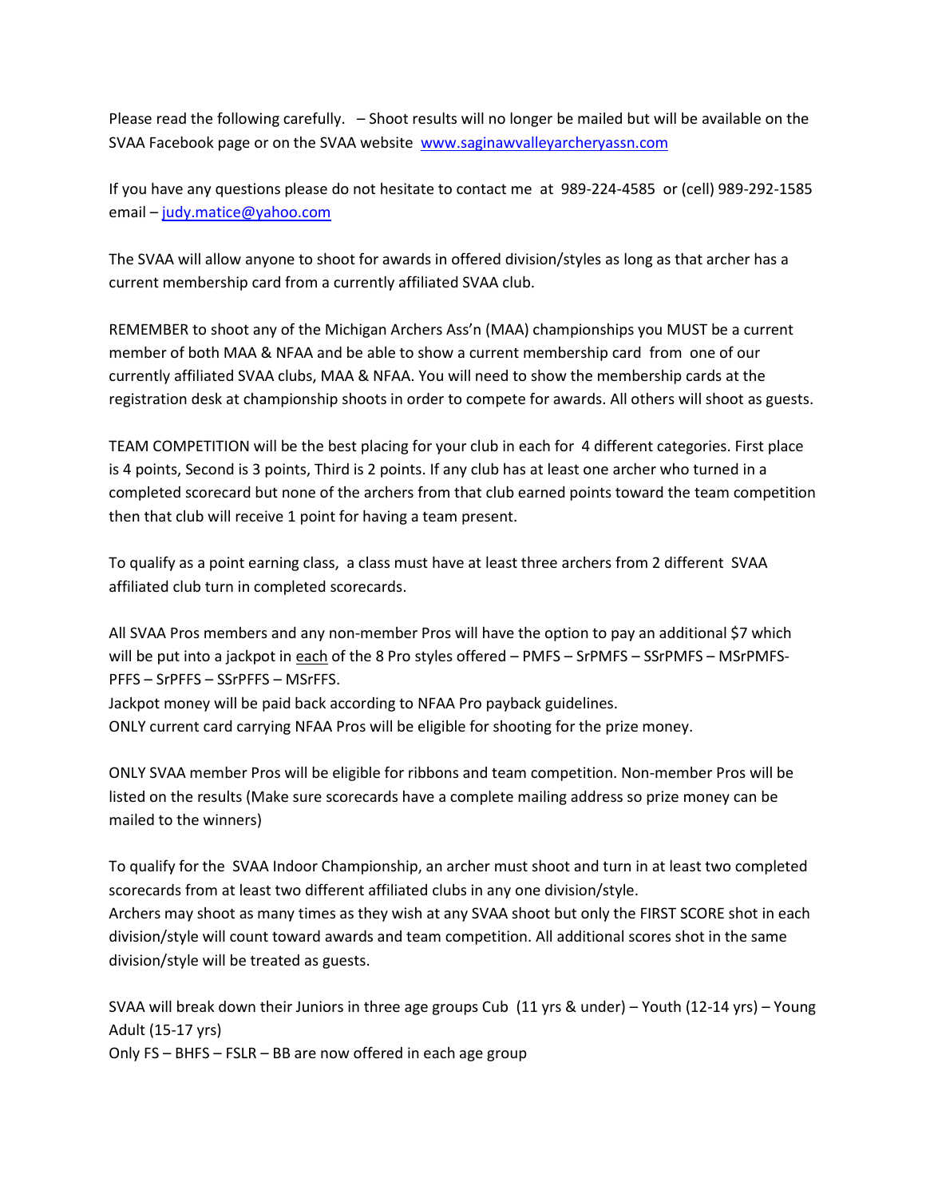Please read the following carefully. – Shoot results will no longer be mailed but will be available on the SVAA Facebook page or on the SVAA website [www.saginawvalleyarcheryassn.com](http://www.saginawvalleyarcheryassn.com)

If you have any questions please do not hesitate to contact me at 989-224-4585 or (cell) 989-292-1585 email – [judy.matice@yahoo.com](mailto:judy.matice@yahoo.com)

The SVAA will allow anyone to shoot for awards in offered division/styles as long as that archer has a current membership card from a currently affiliated SVAA club.

REMEMBER to shoot any of the Michigan Archers Ass'n (MAA) championships you MUST be a current member of both MAA & NFAA and be able to show a current membership card from one of our currently affiliated SVAA clubs, MAA & NFAA. You will need to show the membership cards at the registration desk at championship shoots in order to compete for awards. All others will shoot as guests.

TEAM COMPETITION will be the best placing for your club in each for 4 different categories. First place is 4 points, Second is 3 points, Third is 2 points. If any club has at least one archer who turned in a completed scorecard but none of the archers from that club earned points toward the team competition then that club will receive 1 point for having a team present.

To qualify as a point earning class, a class must have at least three archers from 2 different SVAA affiliated club turn in completed scorecards.

All SVAA Pros members and any non-member Pros will have the option to pay an additional $7 which will be put into a jackpot in <u>each</u> of the 8 Pro styles offered – PMFS – SrPMFS – SSrPMFS – MSrPMFS- PFFS – SrPFFS – SSrPFFS – MSrFFS.
Jackpot money will be paid back according to NFAA Pro payback guidelines.
ONLY current card carrying NFAA Pros will be eligible for shooting for the prize money.

ONLY SVAA member Pros will be eligible for ribbons and team competition. Non-member Pros will be listed on the results (Make sure scorecards have a complete mailing address so prize money can be mailed to the winners)

To qualify for the SVAA Indoor Championship, an archer must shoot and turn in at least two completed scorecards from at least two different affiliated clubs in any one division/style.
Archers may shoot as many times as they wish at any SVAA shoot but only the FIRST SCORE shot in each division/style will count toward awards and team competition. All additional scores shot in the same division/style will be treated as guests.

SVAA will break down their Juniors in three age groups Cub (11 yrs & under) – Youth (12-14 yrs) – Young Adult (15-17 yrs)
Only FS – BHFS – FSLR – BB are now offered in each age group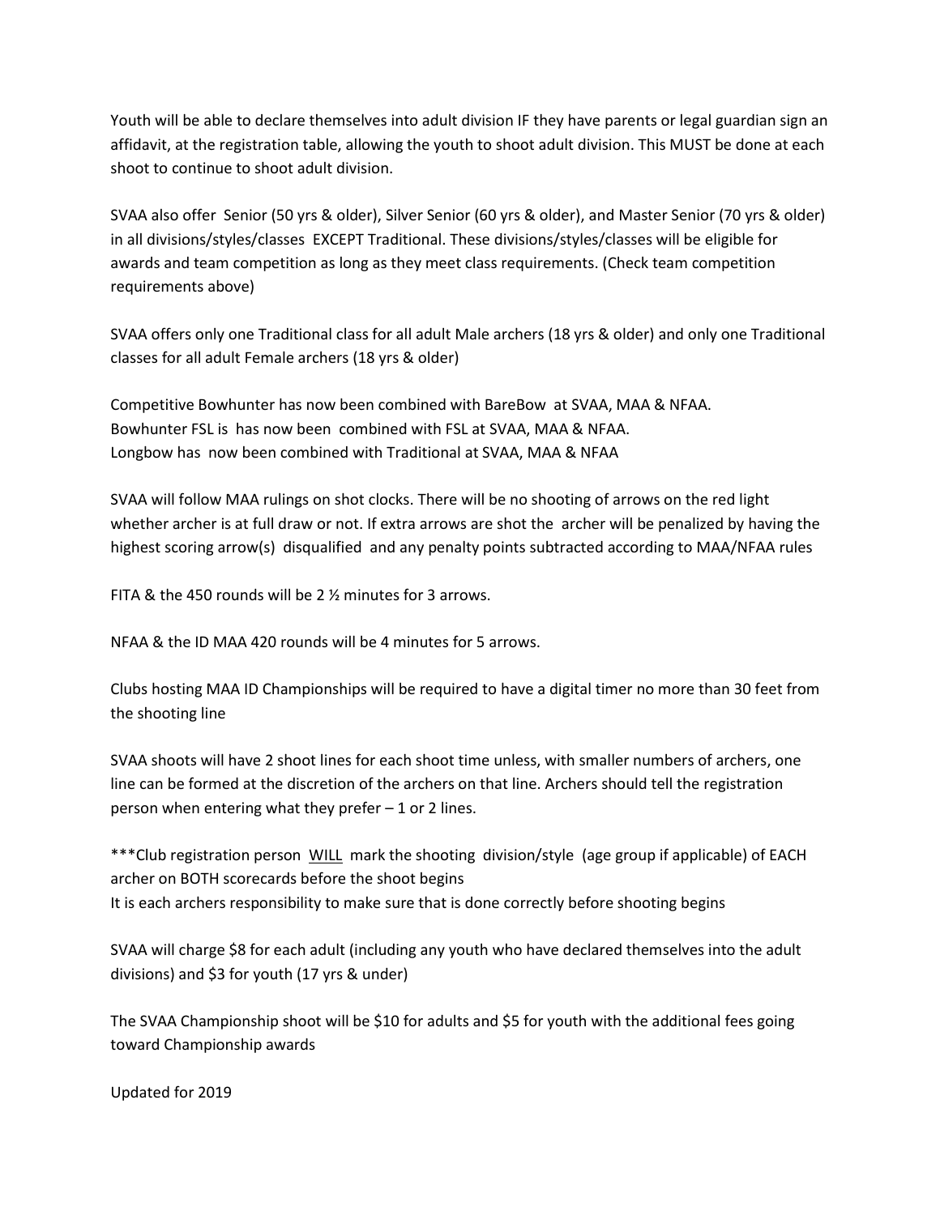Youth will be able to declare themselves into adult division IF they have parents or legal guardian sign an affidavit, at the registration table, allowing the youth to shoot adult division. This MUST be done at each shoot to continue to shoot adult division.

SVAA also offer Senior (50 yrs & older), Silver Senior (60 yrs & older), and Master Senior (70 yrs & older) in all divisions/styles/classes EXCEPT Traditional. These divisions/styles/classes will be eligible for awards and team competition as long as they meet class requirements. (Check team competition requirements above)

SVAA offers only one Traditional class for all adult Male archers (18 yrs & older) and only one Traditional classes for all adult Female archers (18 yrs & older)

Competitive Bowhunter has now been combined with BareBow at SVAA, MAA & NFAA.
Bowhunter FSL is has now been combined with FSL at SVAA, MAA & NFAA.
Longbow has now been combined with Traditional at SVAA, MAA & NFAA

SVAA will follow MAA rulings on shot clocks. There will be no shooting of arrows on the red light whether archer is at full draw or not. If extra arrows are shot the archer will be penalized by having the highest scoring arrow(s) disqualified and any penalty points subtracted according to MAA/NFAA rules

FITA & the 450 rounds will be 2 ½ minutes for 3 arrows.

NFAA & the ID MAA 420 rounds will be 4 minutes for 5 arrows.

Clubs hosting MAA ID Championships will be required to have a digital timer no more than 30 feet from the shooting line

SVAA shoots will have 2 shoot lines for each shoot time unless, with smaller numbers of archers, one line can be formed at the discretion of the archers on that line. Archers should tell the registration person when entering what they prefer – 1 or 2 lines.

***Club registration person <u>WILL</u> mark the shooting division/style (age group if applicable) of EACH archer on BOTH scorecards before the shoot begins
It is each archers responsibility to make sure that is done correctly before shooting begins

SVAA will charge $8 for each adult (including any youth who have declared themselves into the adult divisions) and $3 for youth (17 yrs & under)

The SVAA Championship shoot will be $10 for adults and $5 for youth with the additional fees going toward Championship awards

Updated for 2019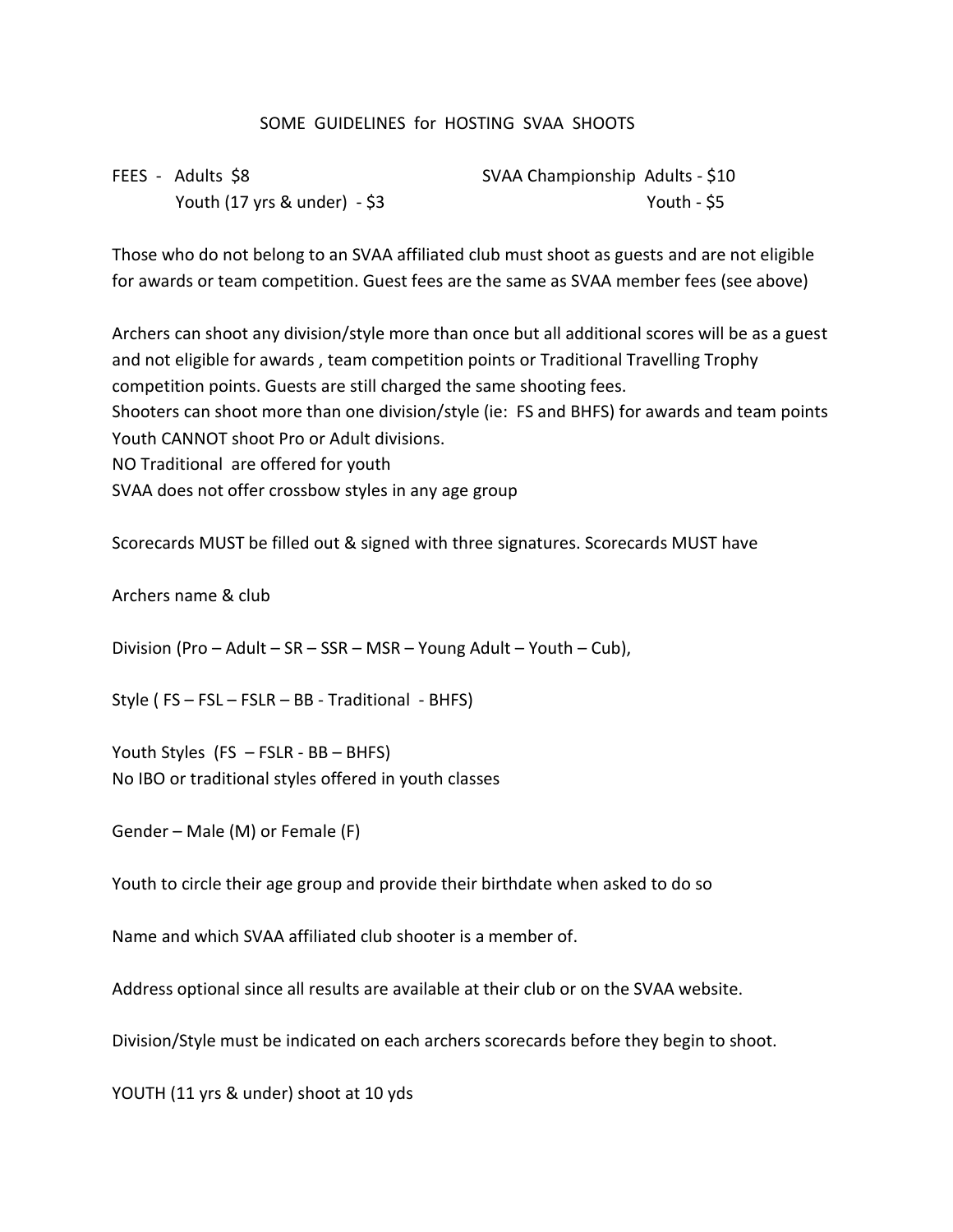# SOME GUIDELINES for HOSTING SVAA SHOOTS

| FEES - | | SVAA Championship | |
|---|---|---|---|
| Adults | $8 | Adults | $10 |
| Youth (17 yrs & under) | $3 | Youth | $5 |

Those who do not belong to an SVAA affiliated club must shoot as guests and are not eligible for awards or team competition. Guest fees are the same as SVAA member fees (see above)

Archers can shoot any division/style more than once but all additional scores will be as a guest and not eligible for awards , team competition points or Traditional Travelling Trophy competition points. Guests are still charged the same shooting fees.
Shooters can shoot more than one division/style (ie: FS and BHFS) for awards and team points
Youth CANNOT shoot Pro or Adult divisions.
NO Traditional are offered for youth
SVAA does not offer crossbow styles in any age group

Scorecards MUST be filled out & signed with three signatures. Scorecards MUST have

Archers name & club

Division (Pro – Adult – SR – SSR – MSR – Young Adult – Youth – Cub),

Style ( FS – FSL – FSLR – BB - Traditional - BHFS)

Youth Styles (FS – FSLR - BB – BHFS)
No IBO or traditional styles offered in youth classes

Gender – Male (M) or Female (F)

Youth to circle their age group and provide their birthdate when asked to do so

Name and which SVAA affiliated club shooter is a member of.

Address optional since all results are available at their club or on the SVAA website.

Division/Style must be indicated on each archers scorecards before they begin to shoot.

YOUTH (11 yrs & under) shoot at 10 yds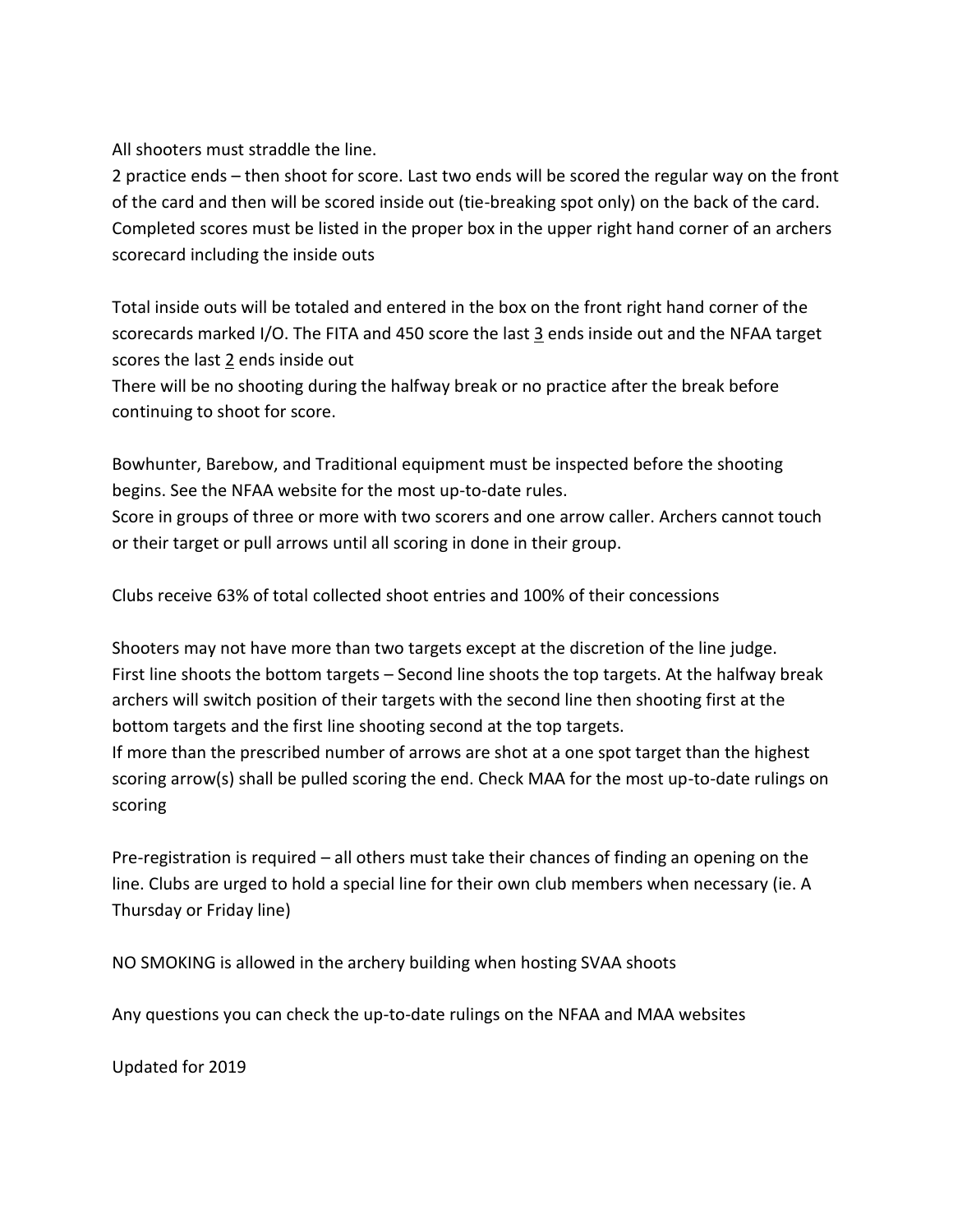All shooters must straddle the line.

2 practice ends – then shoot for score. Last two ends will be scored the regular way on the front of the card and then will be scored inside out (tie-breaking spot only) on the back of the card. Completed scores must be listed in the proper box in the upper right hand corner of an archers scorecard including the inside outs

Total inside outs will be totaled and entered in the box on the front right hand corner of the scorecards marked I/O. The FITA and 450 score the last <u>3</u> ends inside out and the NFAA target scores the last <u>2</u> ends inside out

There will be no shooting during the halfway break or no practice after the break before continuing to shoot for score.

Bowhunter, Barebow, and Traditional equipment must be inspected before the shooting begins. See the NFAA website for the most up-to-date rules.

Score in groups of three or more with two scorers and one arrow caller. Archers cannot touch or their target or pull arrows until all scoring in done in their group.

Clubs receive 63% of total collected shoot entries and 100% of their concessions

Shooters may not have more than two targets except at the discretion of the line judge.

First line shoots the bottom targets – Second line shoots the top targets. At the halfway break archers will switch position of their targets with the second line then shooting first at the bottom targets and the first line shooting second at the top targets.

If more than the prescribed number of arrows are shot at a one spot target than the highest scoring arrow(s) shall be pulled scoring the end. Check MAA for the most up-to-date rulings on scoring

Pre-registration is required – all others must take their chances of finding an opening on the line. Clubs are urged to hold a special line for their own club members when necessary (ie. A Thursday or Friday line)

NO SMOKING is allowed in the archery building when hosting SVAA shoots

Any questions you can check the up-to-date rulings on the NFAA and MAA websites

Updated for 2019